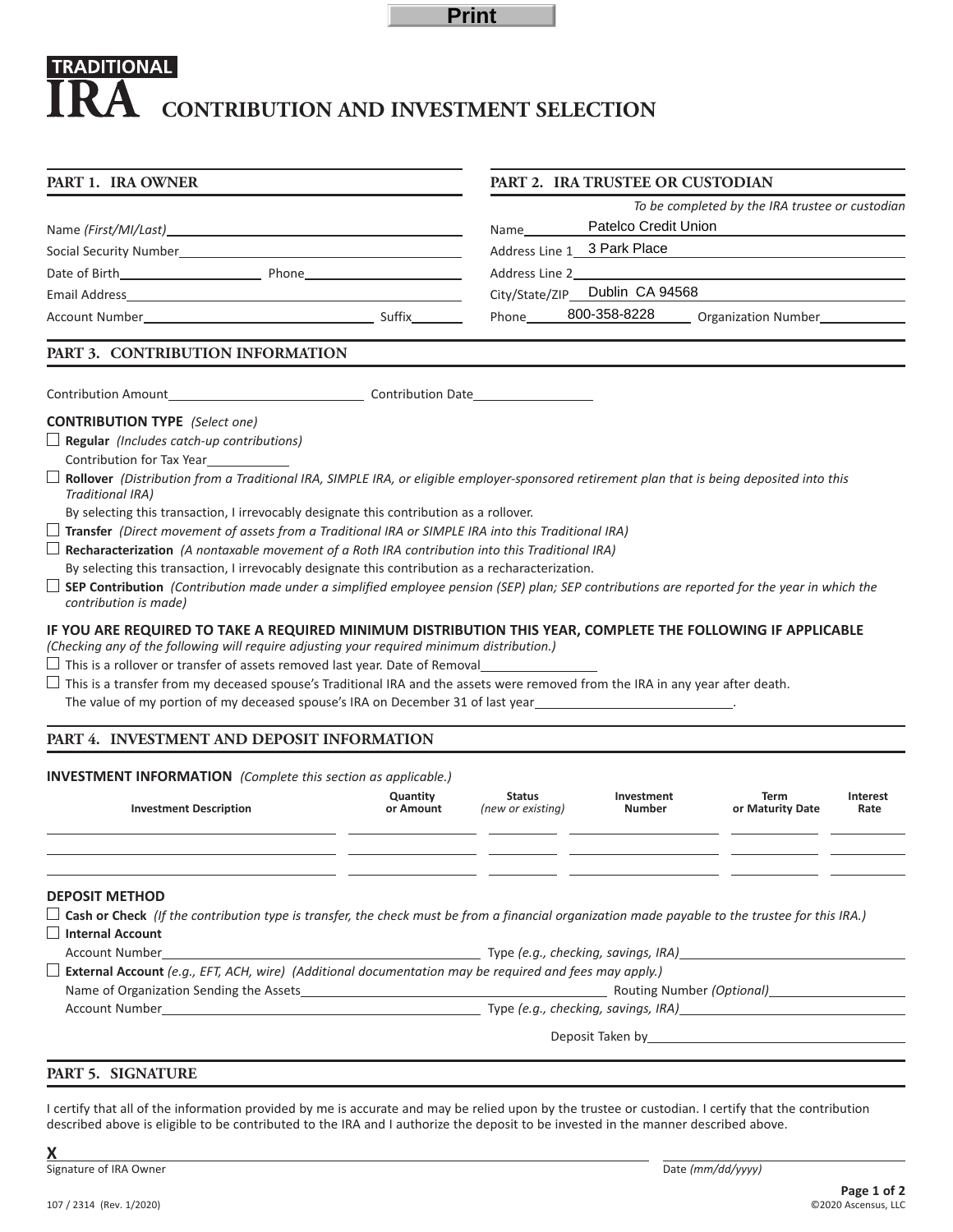Print

# TRADITIONAL IRA CONTRIBUTION AND INVESTMENT SELECTION

## PART 1. IRA OWNER

Name *(First/MI/Last)* \_\_\_\_\_\_\_\_\_\_\_\_\_\_\_\_\_\_\_\_

Social Security Number \_\_\_\_\_\_\_\_\_\_\_\_\_\_\_\_\_\_\_\_

Date of Birth \_\_\_\_\_\_\_\_\_\_ Phone \_\_\_\_\_\_\_\_\_\_

Email Address \_\_\_\_\_\_\_\_\_\_\_\_\_\_\_\_\_\_\_\_

Account Number \_\_\_\_\_\_\_\_\_\_\_\_\_\_\_\_\_\_\_\_ Suffix \_\_\_\_\_\_

## PART 2. IRA TRUSTEE OR CUSTODIAN

*To be completed by the IRA trustee or custodian*

Name Patelco Credit Union

Address Line 1 3 Park Place

Address Line 2 \_\_\_\_\_\_\_\_\_\_\_\_\_\_\_\_\_\_\_\_

City/State/ZIP Dublin CA 94568

Phone 800-358-8228 Organization Number \_\_\_\_\_\_\_\_\_\_

## PART 3. CONTRIBUTION INFORMATION

Contribution Amount \_\_\_\_\_\_\_\_\_\_\_\_\_\_\_\_\_\_\_\_ Contribution Date \_\_\_\_\_\_\_\_\_\_

**CONTRIBUTION TYPE** *(Select one)*

- ☐ **Regular** *(Includes catch-up contributions)*
  Contribution for Tax Year \_\_\_\_\_\_\_\_\_\_
- ☐ **Rollover** *(Distribution from a Traditional IRA, SIMPLE IRA, or eligible employer-sponsored retirement plan that is being deposited into this Traditional IRA)*
  By selecting this transaction, I irrevocably designate this contribution as a rollover.
- ☐ **Transfer** *(Direct movement of assets from a Traditional IRA or SIMPLE IRA into this Traditional IRA)*
- ☐ **Recharacterization** *(A nontaxable movement of a Roth IRA contribution into this Traditional IRA)*
  By selecting this transaction, I irrevocably designate this contribution as a recharacterization.
- ☐ **SEP Contribution** *(Contribution made under a simplified employee pension (SEP) plan; SEP contributions are reported for the year in which the contribution is made)*

**IF YOU ARE REQUIRED TO TAKE A REQUIRED MINIMUM DISTRIBUTION THIS YEAR, COMPLETE THE FOLLOWING IF APPLICABLE**
*(Checking any of the following will require adjusting your required minimum distribution.)*

- ☐ This is a rollover or transfer of assets removed last year. Date of Removal \_\_\_\_\_\_\_\_\_\_
- ☐ This is a transfer from my deceased spouse's Traditional IRA and the assets were removed from the IRA in any year after death.
  The value of my portion of my deceased spouse's IRA on December 31 of last year \_\_\_\_\_\_\_\_\_\_\_\_\_\_\_\_\_\_\_\_.

## PART 4. INVESTMENT AND DEPOSIT INFORMATION

**INVESTMENT INFORMATION** *(Complete this section as applicable.)*

| Investment Description | Quantity or Amount | Status *(new or existing)* | Investment Number | Term or Maturity Date | Interest Rate |
|---|---|---|---|---|---|
| | | | | | |
| | | | | | |
| | | | | | |

**DEPOSIT METHOD**

- ☐ **Cash or Check** *(If the contribution type is transfer, the check must be from a financial organization made payable to the trustee for this IRA.)*
- ☐ **Internal Account**
  Account Number \_\_\_\_\_\_\_\_\_\_\_\_\_\_\_\_\_\_\_\_ Type *(e.g., checking, savings, IRA)* \_\_\_\_\_\_\_\_\_\_
- ☐ **External Account** *(e.g., EFT, ACH, wire) (Additional documentation may be required and fees may apply.)*
  Name of Organization Sending the Assets \_\_\_\_\_\_\_\_\_\_\_\_\_\_\_\_\_\_\_\_ Routing Number *(Optional)* \_\_\_\_\_\_\_\_\_\_
  Account Number \_\_\_\_\_\_\_\_\_\_\_\_\_\_\_\_\_\_\_\_ Type *(e.g., checking, savings, IRA)* \_\_\_\_\_\_\_\_\_\_

Deposit Taken by \_\_\_\_\_\_\_\_\_\_\_\_\_\_\_\_\_\_\_\_

## PART 5. SIGNATURE

I certify that all of the information provided by me is accurate and may be relied upon by the trustee or custodian. I certify that the contribution described above is eligible to be contributed to the IRA and I authorize the deposit to be invested in the manner described above.

**X** \_\_\_\_\_\_\_\_\_\_\_\_\_\_\_\_\_\_\_\_\_\_\_\_\_\_\_\_\_\_ \_\_\_\_\_\_\_\_\_\_\_\_\_\_\_\_\_\_\_\_

Signature of IRA Owner Date *(mm/dd/yyyy)*

107 / 2314 (Rev. 1/2020) ©2020 Ascensus, LLC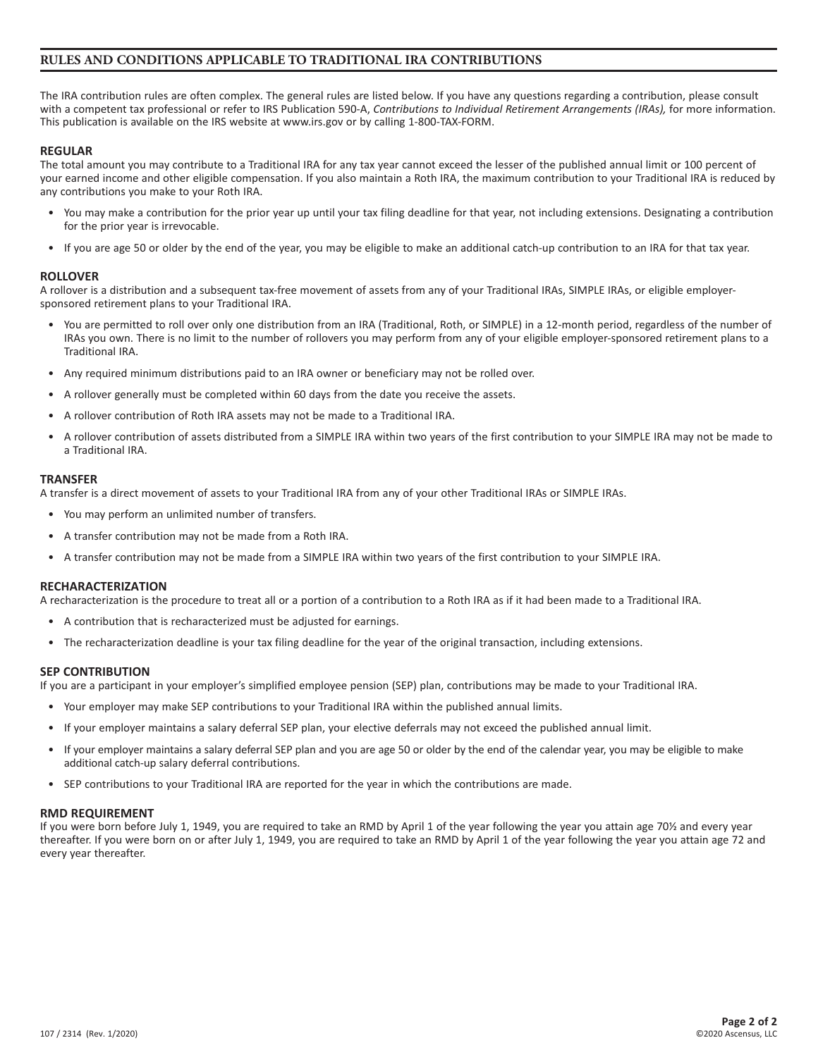## RULES AND CONDITIONS APPLICABLE TO TRADITIONAL IRA CONTRIBUTIONS

The IRA contribution rules are often complex. The general rules are listed below. If you have any questions regarding a contribution, please consult with a competent tax professional or refer to IRS Publication 590-A, *Contributions to Individual Retirement Arrangements (IRAs),* for more information. This publication is available on the IRS website at www.irs.gov or by calling 1-800-TAX-FORM.

### REGULAR

The total amount you may contribute to a Traditional IRA for any tax year cannot exceed the lesser of the published annual limit or 100 percent of your earned income and other eligible compensation. If you also maintain a Roth IRA, the maximum contribution to your Traditional IRA is reduced by any contributions you make to your Roth IRA.

- You may make a contribution for the prior year up until your tax filing deadline for that year, not including extensions. Designating a contribution for the prior year is irrevocable.
- If you are age 50 or older by the end of the year, you may be eligible to make an additional catch-up contribution to an IRA for that tax year.

### ROLLOVER

A rollover is a distribution and a subsequent tax-free movement of assets from any of your Traditional IRAs, SIMPLE IRAs, or eligible employer-sponsored retirement plans to your Traditional IRA.

- You are permitted to roll over only one distribution from an IRA (Traditional, Roth, or SIMPLE) in a 12-month period, regardless of the number of IRAs you own. There is no limit to the number of rollovers you may perform from any of your eligible employer-sponsored retirement plans to a Traditional IRA.
- Any required minimum distributions paid to an IRA owner or beneficiary may not be rolled over.
- A rollover generally must be completed within 60 days from the date you receive the assets.
- A rollover contribution of Roth IRA assets may not be made to a Traditional IRA.
- A rollover contribution of assets distributed from a SIMPLE IRA within two years of the first contribution to your SIMPLE IRA may not be made to a Traditional IRA.

### TRANSFER

A transfer is a direct movement of assets to your Traditional IRA from any of your other Traditional IRAs or SIMPLE IRAs.

- You may perform an unlimited number of transfers.
- A transfer contribution may not be made from a Roth IRA.
- A transfer contribution may not be made from a SIMPLE IRA within two years of the first contribution to your SIMPLE IRA.

### RECHARACTERIZATION

A recharacterization is the procedure to treat all or a portion of a contribution to a Roth IRA as if it had been made to a Traditional IRA.

- A contribution that is recharacterized must be adjusted for earnings.
- The recharacterization deadline is your tax filing deadline for the year of the original transaction, including extensions.

### SEP CONTRIBUTION

If you are a participant in your employer's simplified employee pension (SEP) plan, contributions may be made to your Traditional IRA.

- Your employer may make SEP contributions to your Traditional IRA within the published annual limits.
- If your employer maintains a salary deferral SEP plan, your elective deferrals may not exceed the published annual limit.
- If your employer maintains a salary deferral SEP plan and you are age 50 or older by the end of the calendar year, you may be eligible to make additional catch-up salary deferral contributions.
- SEP contributions to your Traditional IRA are reported for the year in which the contributions are made.

### RMD REQUIREMENT

If you were born before July 1, 1949, you are required to take an RMD by April 1 of the year following the year you attain age 70½ and every year thereafter. If you were born on or after July 1, 1949, you are required to take an RMD by April 1 of the year following the year you attain age 72 and every year thereafter.

107 / 2314 (Rev. 1/2020)

©2020 Ascensus, LLC